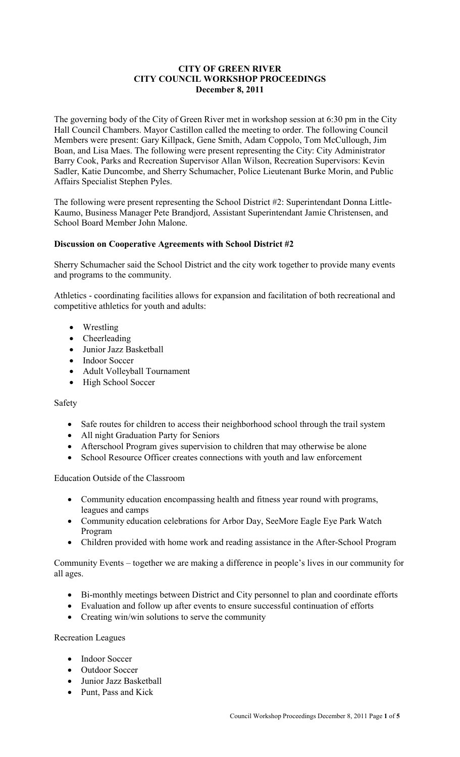# CITY OF GREEN RIVER
## CITY COUNCIL WORKSHOP PROCEEDINGS
### December 8, 2011

The governing body of the City of Green River met in workshop session at 6:30 pm in the City Hall Council Chambers. Mayor Castillon called the meeting to order. The following Council Members were present: Gary Killpack, Gene Smith, Adam Coppolo, Tom McCullough, Jim Boan, and Lisa Maes. The following were present representing the City: City Administrator Barry Cook, Parks and Recreation Supervisor Allan Wilson, Recreation Supervisors: Kevin Sadler, Katie Duncombe, and Sherry Schumacher, Police Lieutenant Burke Morin, and Public Affairs Specialist Stephen Pyles.

The following were present representing the School District #2: Superintendant Donna Little-Kaumo, Business Manager Pete Brandjord, Assistant Superintendant Jamie Christensen, and School Board Member John Malone.

**Discussion on Cooperative Agreements with School District #2**

Sherry Schumacher said the School District and the city work together to provide many events and programs to the community.

Athletics - coordinating facilities allows for expansion and facilitation of both recreational and competitive athletics for youth and adults:

- Wrestling
- Cheerleading
- Junior Jazz Basketball
- Indoor Soccer
- Adult Volleyball Tournament
- High School Soccer

Safety

- Safe routes for children to access their neighborhood school through the trail system
- All night Graduation Party for Seniors
- Afterschool Program gives supervision to children that may otherwise be alone
- School Resource Officer creates connections with youth and law enforcement

Education Outside of the Classroom

- Community education encompassing health and fitness year round with programs, leagues and camps
- Community education celebrations for Arbor Day, SeeMore Eagle Eye Park Watch Program
- Children provided with home work and reading assistance in the After-School Program

Community Events – together we are making a difference in people's lives in our community for all ages.

- Bi-monthly meetings between District and City personnel to plan and coordinate efforts
- Evaluation and follow up after events to ensure successful continuation of efforts
- Creating win/win solutions to serve the community

Recreation Leagues

- Indoor Soccer
- Outdoor Soccer
- Junior Jazz Basketball
- Punt, Pass and Kick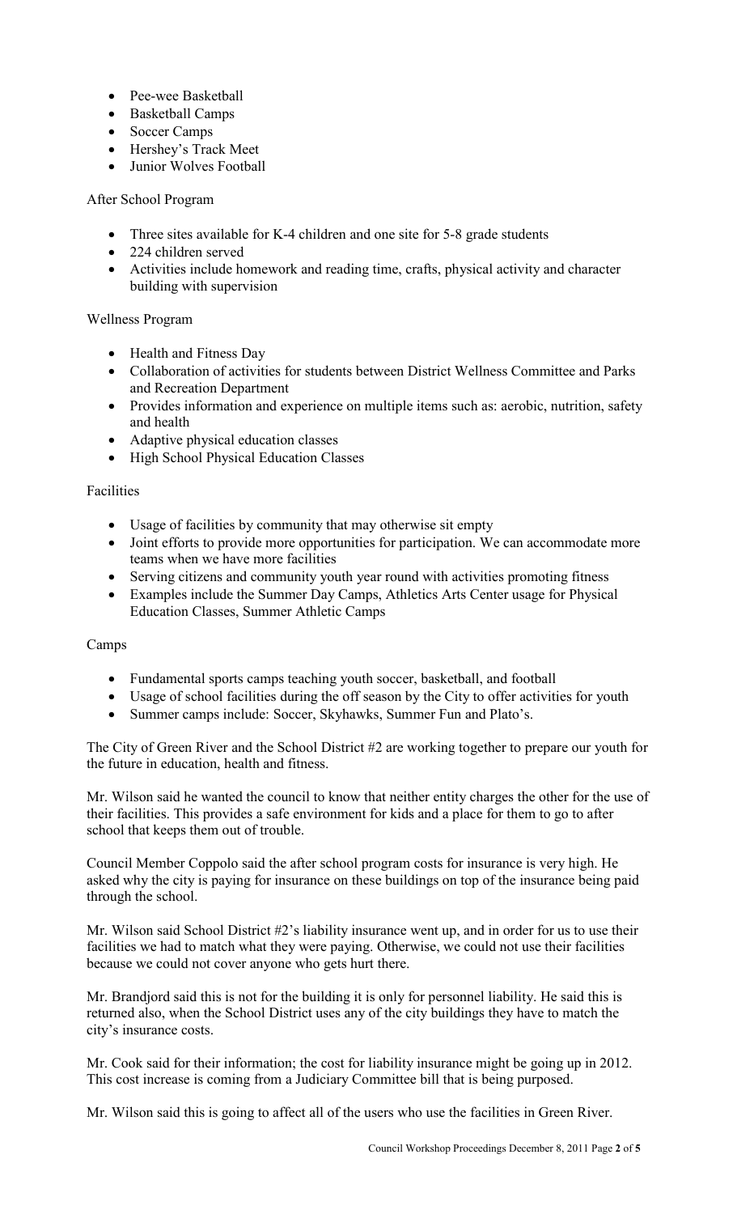- Pee-wee Basketball
- Basketball Camps
- Soccer Camps
- Hershey's Track Meet
- Junior Wolves Football

After School Program

- Three sites available for K-4 children and one site for 5-8 grade students
- 224 children served
- Activities include homework and reading time, crafts, physical activity and character building with supervision

Wellness Program

- Health and Fitness Day
- Collaboration of activities for students between District Wellness Committee and Parks and Recreation Department
- Provides information and experience on multiple items such as: aerobic, nutrition, safety and health
- Adaptive physical education classes
- High School Physical Education Classes

Facilities

- Usage of facilities by community that may otherwise sit empty
- Joint efforts to provide more opportunities for participation. We can accommodate more teams when we have more facilities
- Serving citizens and community youth year round with activities promoting fitness
- Examples include the Summer Day Camps, Athletics Arts Center usage for Physical Education Classes, Summer Athletic Camps

Camps

- Fundamental sports camps teaching youth soccer, basketball, and football
- Usage of school facilities during the off season by the City to offer activities for youth
- Summer camps include: Soccer, Skyhawks, Summer Fun and Plato's.

The City of Green River and the School District #2 are working together to prepare our youth for the future in education, health and fitness.

Mr. Wilson said he wanted the council to know that neither entity charges the other for the use of their facilities. This provides a safe environment for kids and a place for them to go to after school that keeps them out of trouble.

Council Member Coppolo said the after school program costs for insurance is very high. He asked why the city is paying for insurance on these buildings on top of the insurance being paid through the school.

Mr. Wilson said School District #2's liability insurance went up, and in order for us to use their facilities we had to match what they were paying. Otherwise, we could not use their facilities because we could not cover anyone who gets hurt there.

Mr. Brandjord said this is not for the building it is only for personnel liability. He said this is returned also, when the School District uses any of the city buildings they have to match the city's insurance costs.

Mr. Cook said for their information; the cost for liability insurance might be going up in 2012. This cost increase is coming from a Judiciary Committee bill that is being purposed.

Mr. Wilson said this is going to affect all of the users who use the facilities in Green River.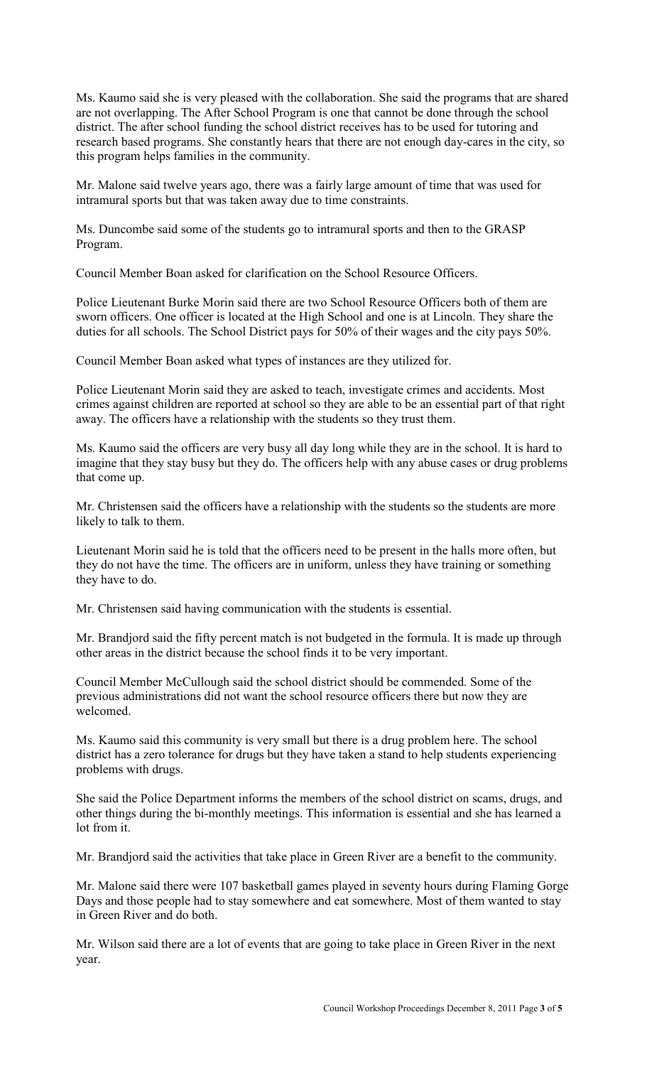Ms. Kaumo said she is very pleased with the collaboration. She said the programs that are shared are not overlapping. The After School Program is one that cannot be done through the school district. The after school funding the school district receives has to be used for tutoring and research based programs. She constantly hears that there are not enough day-cares in the city, so this program helps families in the community.

Mr. Malone said twelve years ago, there was a fairly large amount of time that was used for intramural sports but that was taken away due to time constraints.

Ms. Duncombe said some of the students go to intramural sports and then to the GRASP Program.

Council Member Boan asked for clarification on the School Resource Officers.

Police Lieutenant Burke Morin said there are two School Resource Officers both of them are sworn officers. One officer is located at the High School and one is at Lincoln. They share the duties for all schools. The School District pays for 50% of their wages and the city pays 50%.

Council Member Boan asked what types of instances are they utilized for.

Police Lieutenant Morin said they are asked to teach, investigate crimes and accidents. Most crimes against children are reported at school so they are able to be an essential part of that right away. The officers have a relationship with the students so they trust them.

Ms. Kaumo said the officers are very busy all day long while they are in the school. It is hard to imagine that they stay busy but they do. The officers help with any abuse cases or drug problems that come up.

Mr. Christensen said the officers have a relationship with the students so the students are more likely to talk to them.

Lieutenant Morin said he is told that the officers need to be present in the halls more often, but they do not have the time. The officers are in uniform, unless they have training or something they have to do.

Mr. Christensen said having communication with the students is essential.

Mr. Brandjord said the fifty percent match is not budgeted in the formula. It is made up through other areas in the district because the school finds it to be very important.

Council Member McCullough said the school district should be commended. Some of the previous administrations did not want the school resource officers there but now they are welcomed.

Ms. Kaumo said this community is very small but there is a drug problem here. The school district has a zero tolerance for drugs but they have taken a stand to help students experiencing problems with drugs.

She said the Police Department informs the members of the school district on scams, drugs, and other things during the bi-monthly meetings. This information is essential and she has learned a lot from it.

Mr. Brandjord said the activities that take place in Green River are a benefit to the community.

Mr. Malone said there were 107 basketball games played in seventy hours during Flaming Gorge Days and those people had to stay somewhere and eat somewhere. Most of them wanted to stay in Green River and do both.

Mr. Wilson said there are a lot of events that are going to take place in Green River in the next year.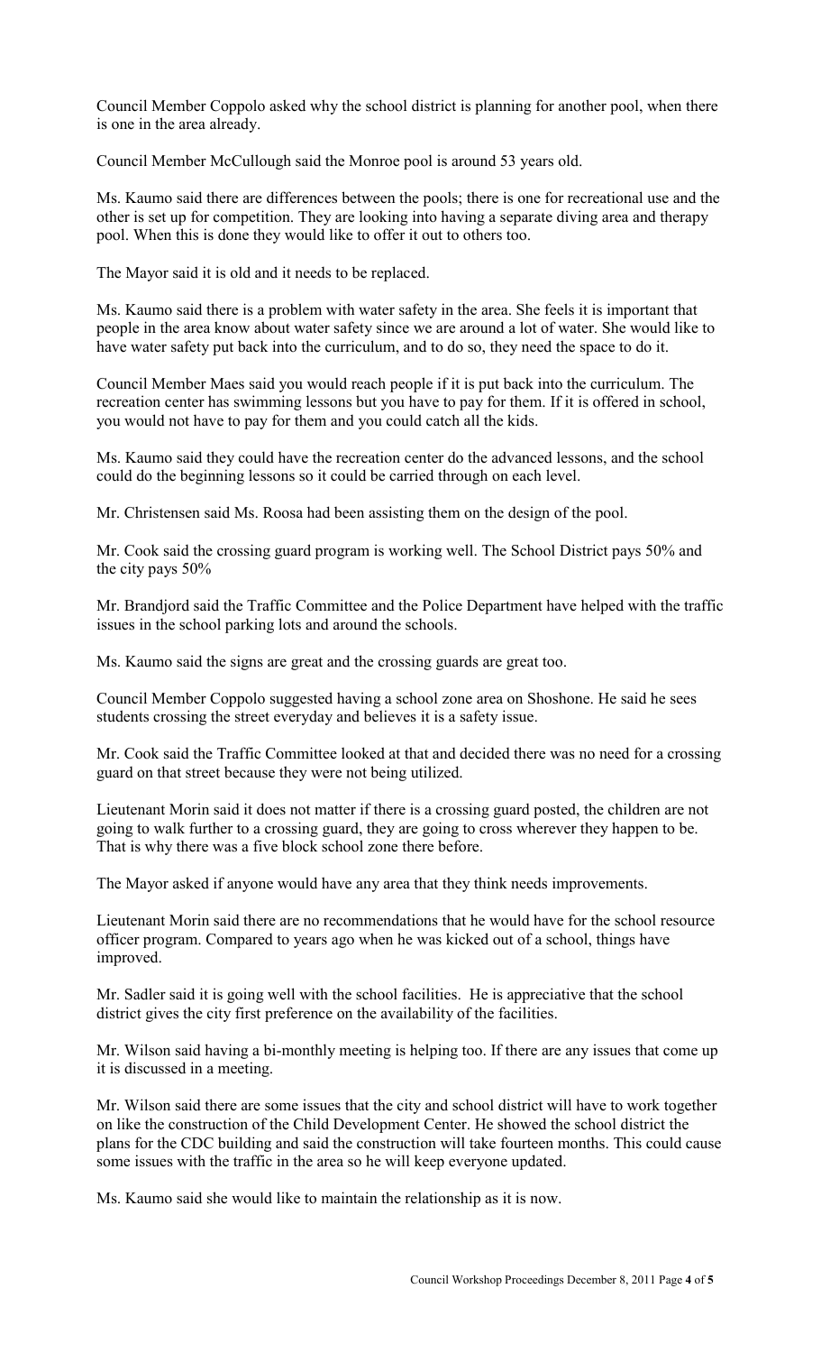Council Member Coppolo asked why the school district is planning for another pool, when there is one in the area already.

Council Member McCullough said the Monroe pool is around 53 years old.

Ms. Kaumo said there are differences between the pools; there is one for recreational use and the other is set up for competition. They are looking into having a separate diving area and therapy pool. When this is done they would like to offer it out to others too.

The Mayor said it is old and it needs to be replaced.

Ms. Kaumo said there is a problem with water safety in the area. She feels it is important that people in the area know about water safety since we are around a lot of water. She would like to have water safety put back into the curriculum, and to do so, they need the space to do it.

Council Member Maes said you would reach people if it is put back into the curriculum. The recreation center has swimming lessons but you have to pay for them. If it is offered in school, you would not have to pay for them and you could catch all the kids.

Ms. Kaumo said they could have the recreation center do the advanced lessons, and the school could do the beginning lessons so it could be carried through on each level.

Mr. Christensen said Ms. Roosa had been assisting them on the design of the pool.

Mr. Cook said the crossing guard program is working well. The School District pays 50% and the city pays 50%

Mr. Brandjord said the Traffic Committee and the Police Department have helped with the traffic issues in the school parking lots and around the schools.

Ms. Kaumo said the signs are great and the crossing guards are great too.

Council Member Coppolo suggested having a school zone area on Shoshone. He said he sees students crossing the street everyday and believes it is a safety issue.

Mr. Cook said the Traffic Committee looked at that and decided there was no need for a crossing guard on that street because they were not being utilized.

Lieutenant Morin said it does not matter if there is a crossing guard posted, the children are not going to walk further to a crossing guard, they are going to cross wherever they happen to be. That is why there was a five block school zone there before.

The Mayor asked if anyone would have any area that they think needs improvements.

Lieutenant Morin said there are no recommendations that he would have for the school resource officer program. Compared to years ago when he was kicked out of a school, things have improved.

Mr. Sadler said it is going well with the school facilities. He is appreciative that the school district gives the city first preference on the availability of the facilities.

Mr. Wilson said having a bi-monthly meeting is helping too. If there are any issues that come up it is discussed in a meeting.

Mr. Wilson said there are some issues that the city and school district will have to work together on like the construction of the Child Development Center. He showed the school district the plans for the CDC building and said the construction will take fourteen months. This could cause some issues with the traffic in the area so he will keep everyone updated.

Ms. Kaumo said she would like to maintain the relationship as it is now.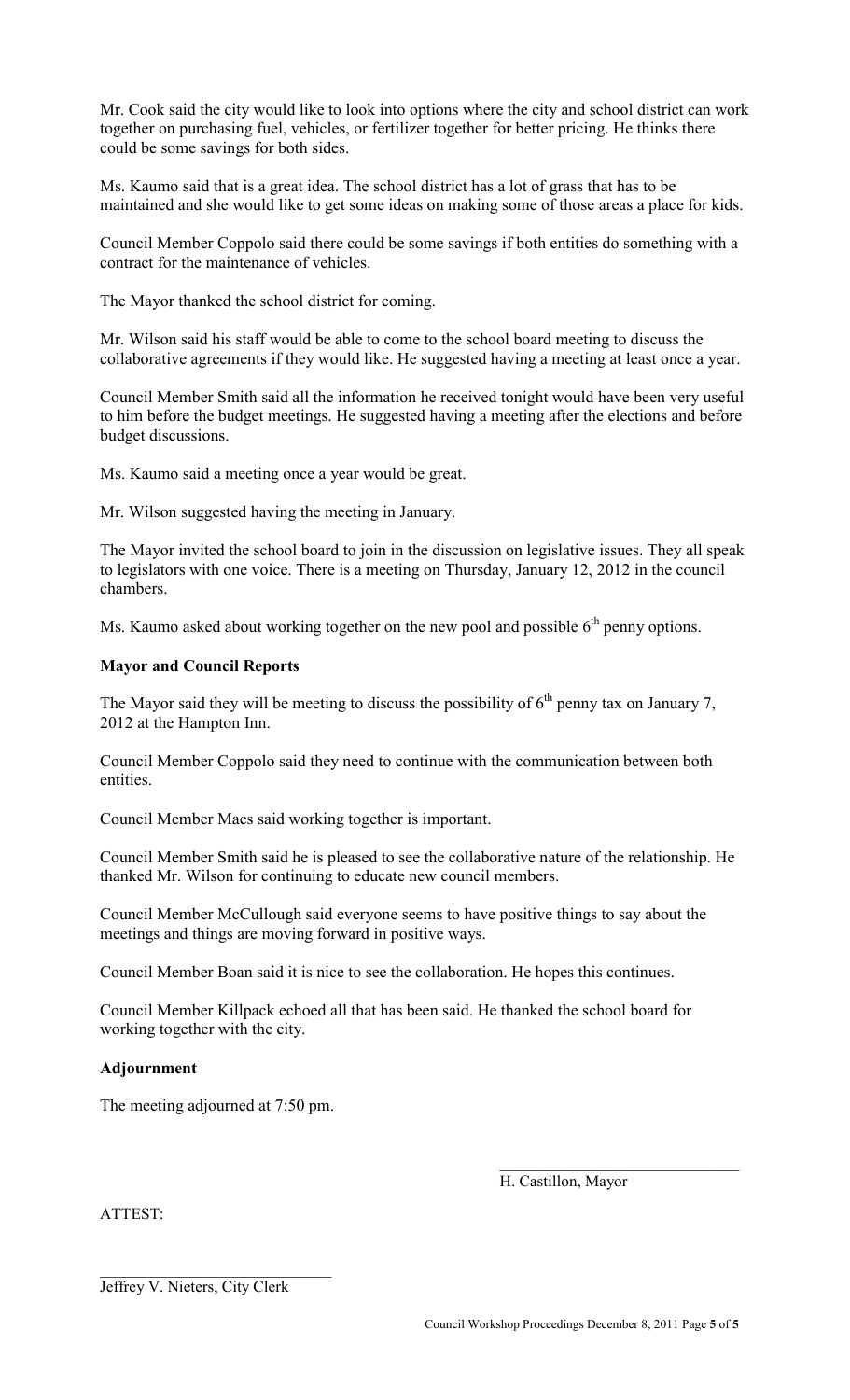Mr. Cook said the city would like to look into options where the city and school district can work together on purchasing fuel, vehicles, or fertilizer together for better pricing. He thinks there could be some savings for both sides.

Ms. Kaumo said that is a great idea. The school district has a lot of grass that has to be maintained and she would like to get some ideas on making some of those areas a place for kids.

Council Member Coppolo said there could be some savings if both entities do something with a contract for the maintenance of vehicles.

The Mayor thanked the school district for coming.

Mr. Wilson said his staff would be able to come to the school board meeting to discuss the collaborative agreements if they would like. He suggested having a meeting at least once a year.

Council Member Smith said all the information he received tonight would have been very useful to him before the budget meetings. He suggested having a meeting after the elections and before budget discussions.

Ms. Kaumo said a meeting once a year would be great.

Mr. Wilson suggested having the meeting in January.

The Mayor invited the school board to join in the discussion on legislative issues. They all speak to legislators with one voice. There is a meeting on Thursday, January 12, 2012 in the council chambers.

Ms. Kaumo asked about working together on the new pool and possible 6th penny options.

**Mayor and Council Reports**

The Mayor said they will be meeting to discuss the possibility of 6th penny tax on January 7, 2012 at the Hampton Inn.

Council Member Coppolo said they need to continue with the communication between both entities.

Council Member Maes said working together is important.

Council Member Smith said he is pleased to see the collaborative nature of the relationship. He thanked Mr. Wilson for continuing to educate new council members.

Council Member McCullough said everyone seems to have positive things to say about the meetings and things are moving forward in positive ways.

Council Member Boan said it is nice to see the collaboration. He hopes this continues.

Council Member Killpack echoed all that has been said. He thanked the school board for working together with the city.

**Adjournment**

The meeting adjourned at 7:50 pm.

_______________________________
H. Castillon, Mayor

ATTEST:

_______________________________
Jeffrey V. Nieters, City Clerk